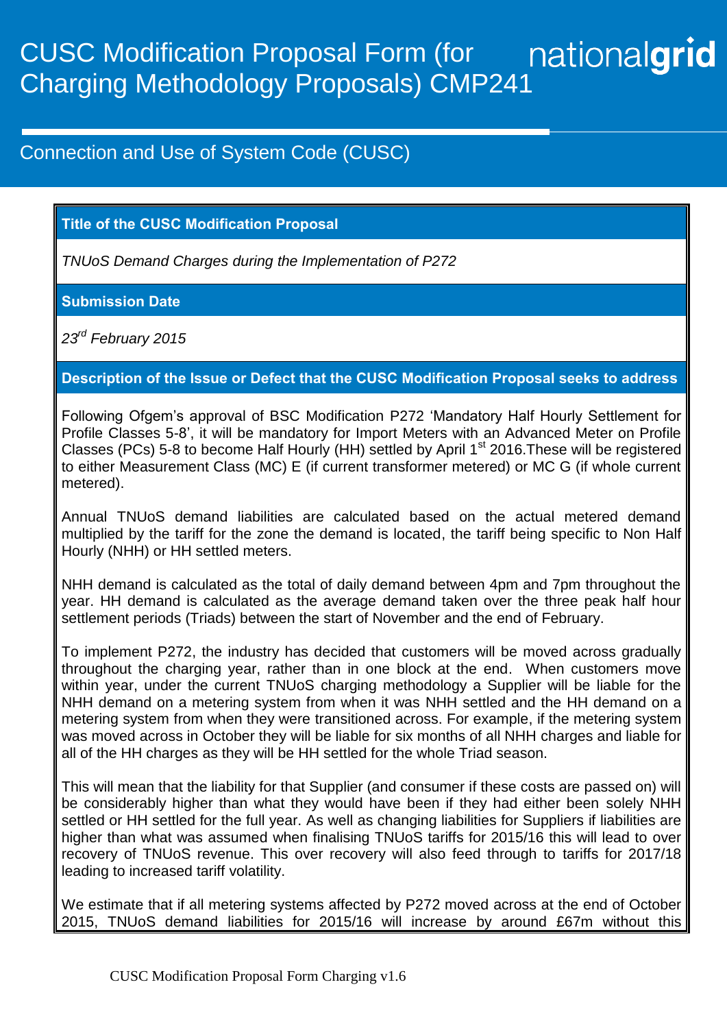# CUSC Modification Proposal Form (for Charging Methodology Proposals) CMP241

nationalgrid

## Connection and Use of System Code (CUSC)

### Title of the CUSC Modification Proposal

*TNUoS Demand Charges during the Implementation of P272*

### Submission Date

*23rd February 2015*

### Description of the Issue or Defect that the CUSC Modification Proposal seeks to address

Following Ofgem's approval of BSC Modification P272 'Mandatory Half Hourly Settlement for Profile Classes 5-8', it will be mandatory for Import Meters with an Advanced Meter on Profile Classes (PCs) 5-8 to become Half Hourly (HH) settled by April 1st 2016.These will be registered to either Measurement Class (MC) E (if current transformer metered) or MC G (if whole current metered).

Annual TNUoS demand liabilities are calculated based on the actual metered demand multiplied by the tariff for the zone the demand is located, the tariff being specific to Non Half Hourly (NHH) or HH settled meters.

NHH demand is calculated as the total of daily demand between 4pm and 7pm throughout the year. HH demand is calculated as the average demand taken over the three peak half hour settlement periods (Triads) between the start of November and the end of February.

To implement P272, the industry has decided that customers will be moved across gradually throughout the charging year, rather than in one block at the end. When customers move within year, under the current TNUoS charging methodology a Supplier will be liable for the NHH demand on a metering system from when it was NHH settled and the HH demand on a metering system from when they were transitioned across. For example, if the metering system was moved across in October they will be liable for six months of all NHH charges and liable for all of the HH charges as they will be HH settled for the whole Triad season.

This will mean that the liability for that Supplier (and consumer if these costs are passed on) will be considerably higher than what they would have been if they had either been solely NHH settled or HH settled for the full year. As well as changing liabilities for Suppliers if liabilities are higher than what was assumed when finalising TNUoS tariffs for 2015/16 this will lead to over recovery of TNUoS revenue. This over recovery will also feed through to tariffs for 2017/18 leading to increased tariff volatility.

We estimate that if all metering systems affected by P272 moved across at the end of October 2015, TNUoS demand liabilities for 2015/16 will increase by around £67m without this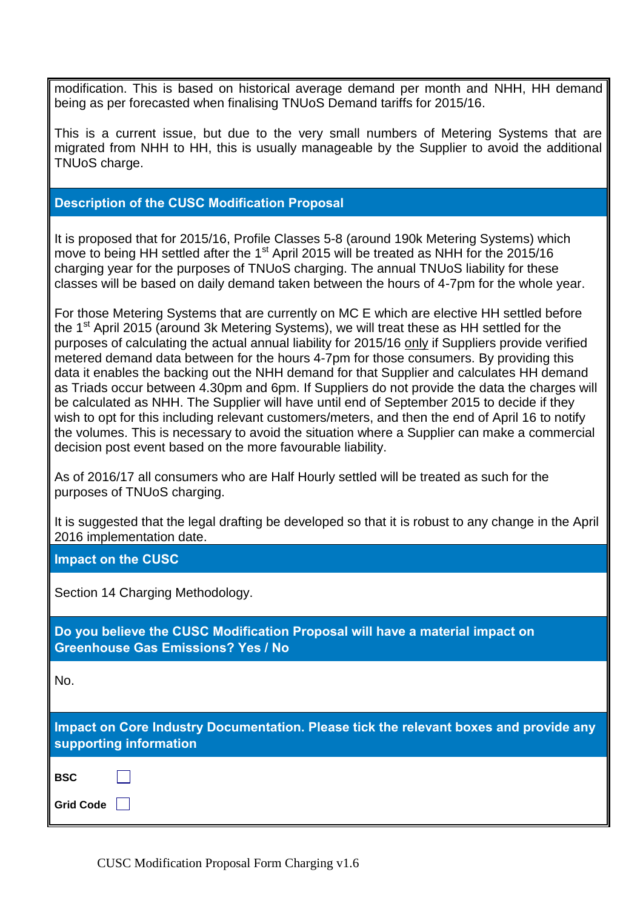modification. This is based on historical average demand per month and NHH, HH demand being as per forecasted when finalising TNUoS Demand tariffs for 2015/16.

This is a current issue, but due to the very small numbers of Metering Systems that are migrated from NHH to HH, this is usually manageable by the Supplier to avoid the additional TNUoS charge.

## Description of the CUSC Modification Proposal

It is proposed that for 2015/16, Profile Classes 5-8 (around 190k Metering Systems) which move to being HH settled after the 1st April 2015 will be treated as NHH for the 2015/16 charging year for the purposes of TNUoS charging. The annual TNUoS liability for these classes will be based on daily demand taken between the hours of 4-7pm for the whole year.

For those Metering Systems that are currently on MC E which are elective HH settled before the 1st April 2015 (around 3k Metering Systems), we will treat these as HH settled for the purposes of calculating the actual annual liability for 2015/16 <u>only</u> if Suppliers provide verified metered demand data between for the hours 4-7pm for those consumers. By providing this data it enables the backing out the NHH demand for that Supplier and calculates HH demand as Triads occur between 4.30pm and 6pm. If Suppliers do not provide the data the charges will be calculated as NHH. The Supplier will have until end of September 2015 to decide if they wish to opt for this including relevant customers/meters, and then the end of April 16 to notify the volumes. This is necessary to avoid the situation where a Supplier can make a commercial decision post event based on the more favourable liability.

As of 2016/17 all consumers who are Half Hourly settled will be treated as such for the purposes of TNUoS charging.

It is suggested that the legal drafting be developed so that it is robust to any change in the April 2016 implementation date.

## Impact on the CUSC

Section 14 Charging Methodology.

## Do you believe the CUSC Modification Proposal will have a material impact on Greenhouse Gas Emissions? Yes / No

No.

## Impact on Core Industry Documentation. Please tick the relevant boxes and provide any supporting information

**BSC** ☐

**Grid Code** ☐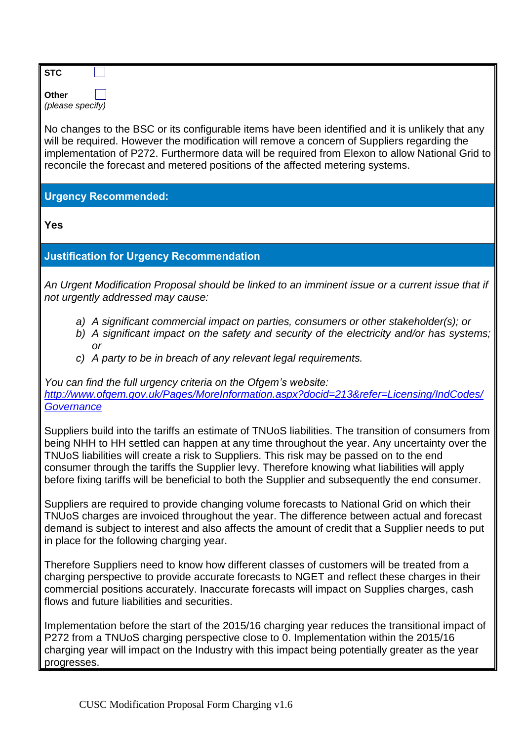**STC** ☐

**Other** ☐
*(please specify)*

No changes to the BSC or its configurable items have been identified and it is unlikely that any will be required. However the modification will remove a concern of Suppliers regarding the implementation of P272. Furthermore data will be required from Elexon to allow National Grid to reconcile the forecast and metered positions of the affected metering systems.

## Urgency Recommended:

**Yes**

## Justification for Urgency Recommendation

*An Urgent Modification Proposal should be linked to an imminent issue or a current issue that if not urgently addressed may cause:*

- *a) A significant commercial impact on parties, consumers or other stakeholder(s); or*
- *b) A significant impact on the safety and security of the electricity and/or has systems; or*
- *c) A party to be in breach of any relevant legal requirements.*

*You can find the full urgency criteria on the Ofgem's website:*
*http://www.ofgem.gov.uk/Pages/MoreInformation.aspx?docid=213&refer=Licensing/IndCodes/Governance*

Suppliers build into the tariffs an estimate of TNUoS liabilities. The transition of consumers from being NHH to HH settled can happen at any time throughout the year. Any uncertainty over the TNUoS liabilities will create a risk to Suppliers. This risk may be passed on to the end consumer through the tariffs the Supplier levy. Therefore knowing what liabilities will apply before fixing tariffs will be beneficial to both the Supplier and subsequently the end consumer.

Suppliers are required to provide changing volume forecasts to National Grid on which their TNUoS charges are invoiced throughout the year. The difference between actual and forecast demand is subject to interest and also affects the amount of credit that a Supplier needs to put in place for the following charging year.

Therefore Suppliers need to know how different classes of customers will be treated from a charging perspective to provide accurate forecasts to NGET and reflect these charges in their commercial positions accurately. Inaccurate forecasts will impact on Supplies charges, cash flows and future liabilities and securities.

Implementation before the start of the 2015/16 charging year reduces the transitional impact of P272 from a TNUoS charging perspective close to 0. Implementation within the 2015/16 charging year will impact on the Industry with this impact being potentially greater as the year progresses.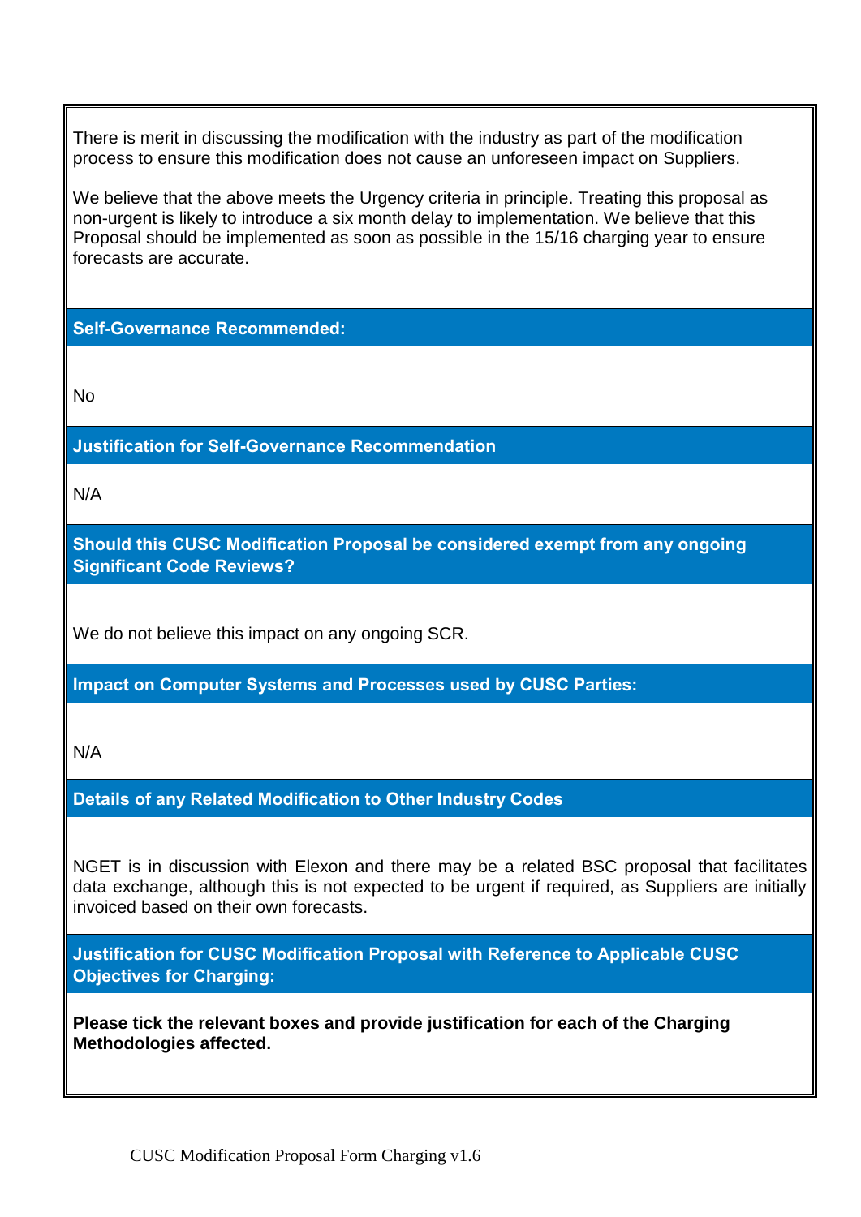There is merit in discussing the modification with the industry as part of the modification process to ensure this modification does not cause an unforeseen impact on Suppliers.

We believe that the above meets the Urgency criteria in principle. Treating this proposal as non-urgent is likely to introduce a six month delay to implementation. We believe that this Proposal should be implemented as soon as possible in the 15/16 charging year to ensure forecasts are accurate.

**Self-Governance Recommended:**

No

**Justification for Self-Governance Recommendation**

N/A

**Should this CUSC Modification Proposal be considered exempt from any ongoing Significant Code Reviews?**

We do not believe this impact on any ongoing SCR.

**Impact on Computer Systems and Processes used by CUSC Parties:**

N/A

**Details of any Related Modification to Other Industry Codes**

NGET is in discussion with Elexon and there may be a related BSC proposal that facilitates data exchange, although this is not expected to be urgent if required, as Suppliers are initially invoiced based on their own forecasts.

**Justification for CUSC Modification Proposal with Reference to Applicable CUSC Objectives for Charging:**

**Please tick the relevant boxes and provide justification for each of the Charging Methodologies affected.**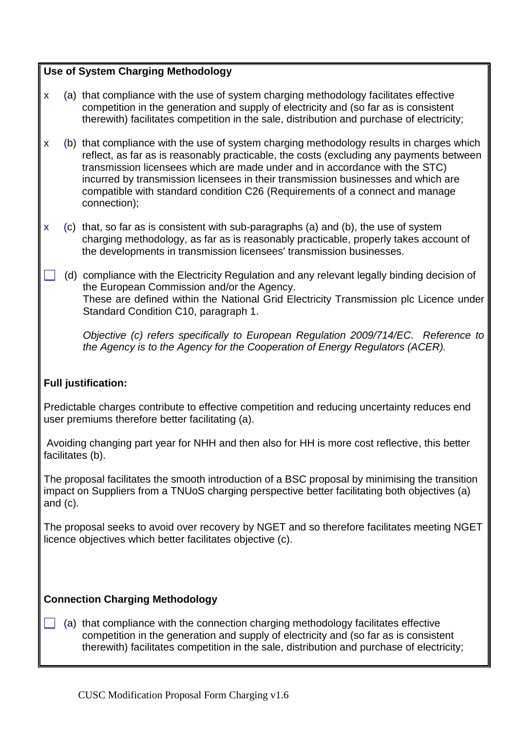**Use of System Charging Methodology**

x (a) that compliance with the use of system charging methodology facilitates effective competition in the generation and supply of electricity and (so far as is consistent therewith) facilitates competition in the sale, distribution and purchase of electricity;

x (b) that compliance with the use of system charging methodology results in charges which reflect, as far as is reasonably practicable, the costs (excluding any payments between transmission licensees which are made under and in accordance with the STC) incurred by transmission licensees in their transmission businesses and which are compatible with standard condition C26 (Requirements of a connect and manage connection);

x (c) that, so far as is consistent with sub-paragraphs (a) and (b), the use of system charging methodology, as far as is reasonably practicable, properly takes account of the developments in transmission licensees' transmission businesses.

☐ (d) compliance with the Electricity Regulation and any relevant legally binding decision of the European Commission and/or the Agency.
These are defined within the National Grid Electricity Transmission plc Licence under Standard Condition C10, paragraph 1.

*Objective (c) refers specifically to European Regulation 2009/714/EC. Reference to the Agency is to the Agency for the Cooperation of Energy Regulators (ACER).*

**Full justification:**

Predictable charges contribute to effective competition and reducing uncertainty reduces end user premiums therefore better facilitating (a).

Avoiding changing part year for NHH and then also for HH is more cost reflective, this better facilitates (b).

The proposal facilitates the smooth introduction of a BSC proposal by minimising the transition impact on Suppliers from a TNUoS charging perspective better facilitating both objectives (a) and (c).

The proposal seeks to avoid over recovery by NGET and so therefore facilitates meeting NGET licence objectives which better facilitates objective (c).

**Connection Charging Methodology**

☐ (a) that compliance with the connection charging methodology facilitates effective competition in the generation and supply of electricity and (so far as is consistent therewith) facilitates competition in the sale, distribution and purchase of electricity;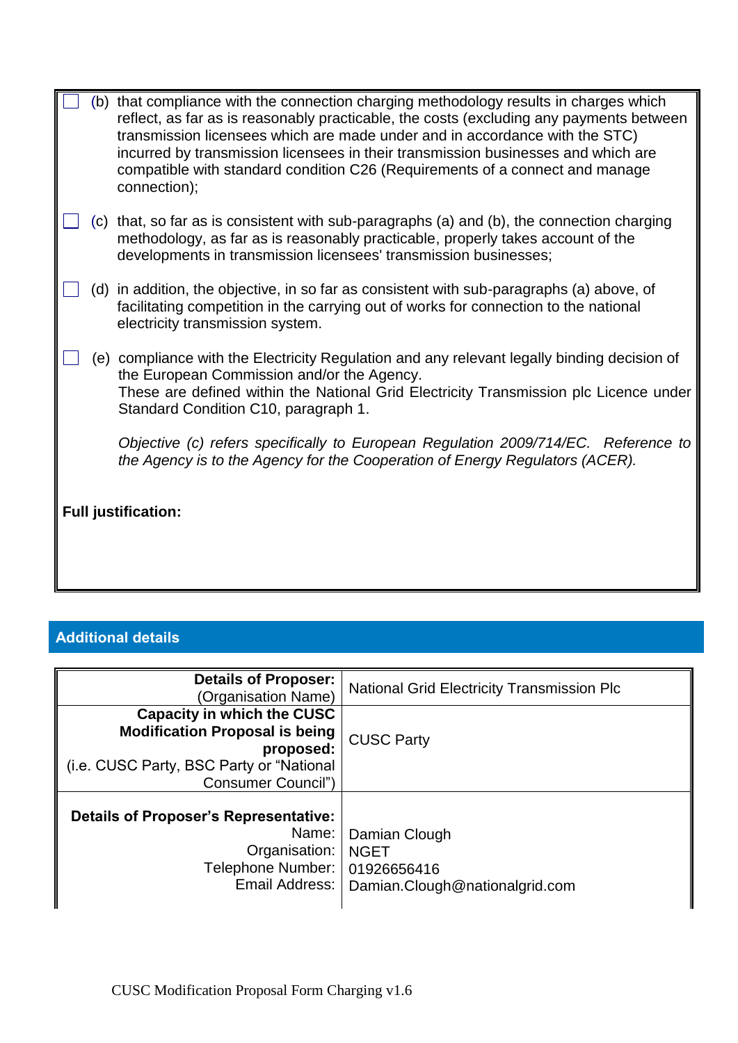☐ (b) that compliance with the connection charging methodology results in charges which reflect, as far as is reasonably practicable, the costs (excluding any payments between transmission licensees which are made under and in accordance with the STC) incurred by transmission licensees in their transmission businesses and which are compatible with standard condition C26 (Requirements of a connect and manage connection);

☐ (c) that, so far as is consistent with sub-paragraphs (a) and (b), the connection charging methodology, as far as is reasonably practicable, properly takes account of the developments in transmission licensees' transmission businesses;

☐ (d) in addition, the objective, in so far as consistent with sub-paragraphs (a) above, of facilitating competition in the carrying out of works for connection to the national electricity transmission system.

☐ (e) compliance with the Electricity Regulation and any relevant legally binding decision of the European Commission and/or the Agency.
These are defined within the National Grid Electricity Transmission plc Licence under Standard Condition C10, paragraph 1.

*Objective (c) refers specifically to European Regulation 2009/714/EC. Reference to the Agency is to the Agency for the Cooperation of Energy Regulators (ACER).*

**Full justification:**

## Additional details

| | |
|---|---|
| **Details of Proposer:** (Organisation Name) | National Grid Electricity Transmission Plc |
| **Capacity in which the CUSC Modification Proposal is being proposed:** (i.e. CUSC Party, BSC Party or "National Consumer Council") | CUSC Party |
| **Details of Proposer's Representative:** Name: Organisation: Telephone Number: Email Address: | Damian Clough NGET 01926656416 Damian.Clough@nationalgrid.com |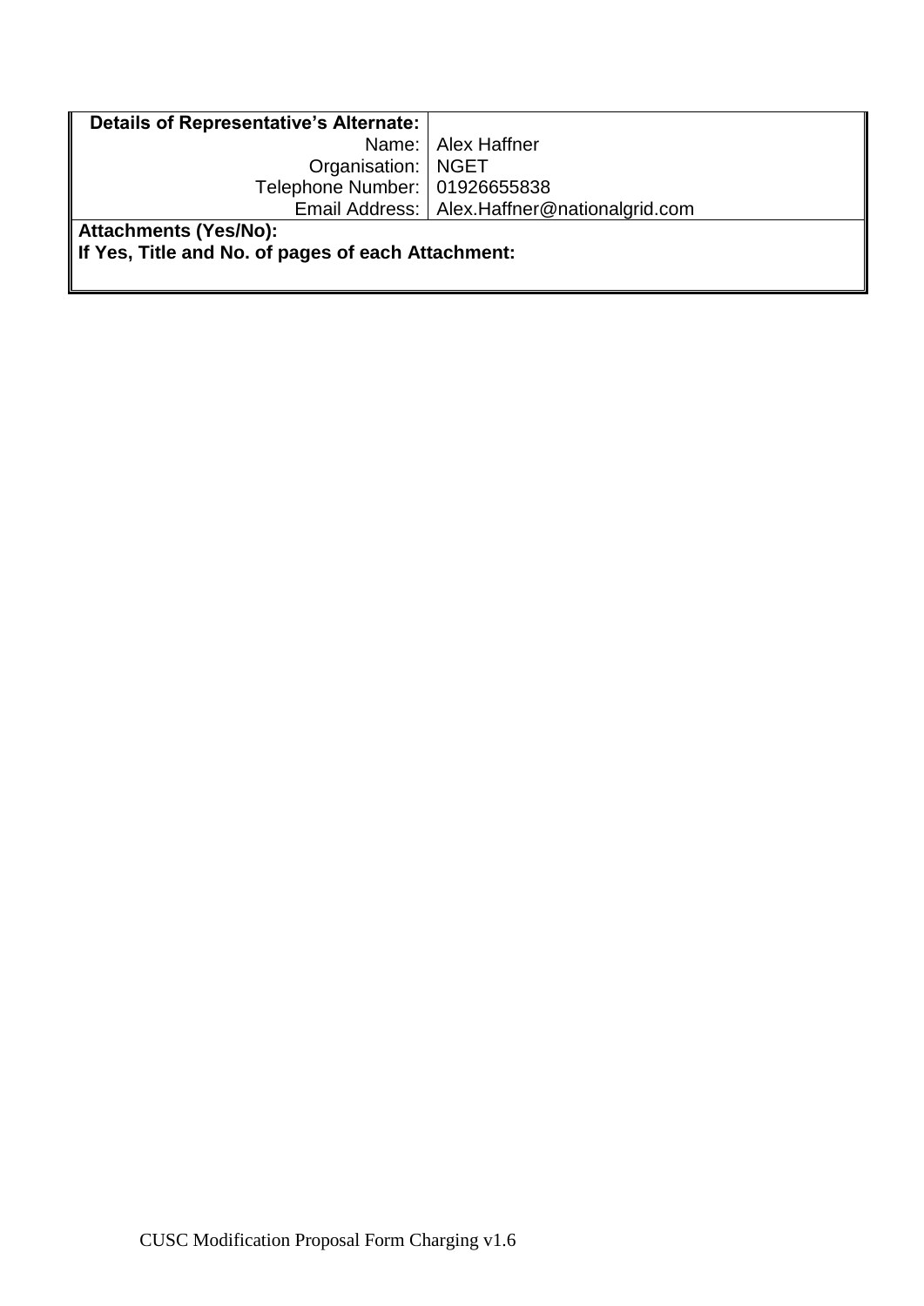| **Details of Representative's Alternate:** | |
|---|---|
| Name: | Alex Haffner |
| Organisation: | NGET |
| Telephone Number: | 01926655838 |
| Email Address: | Alex.Haffner@nationalgrid.com |
| **Attachments (Yes/No):**<br>**If Yes, Title and No. of pages of each Attachment:** | |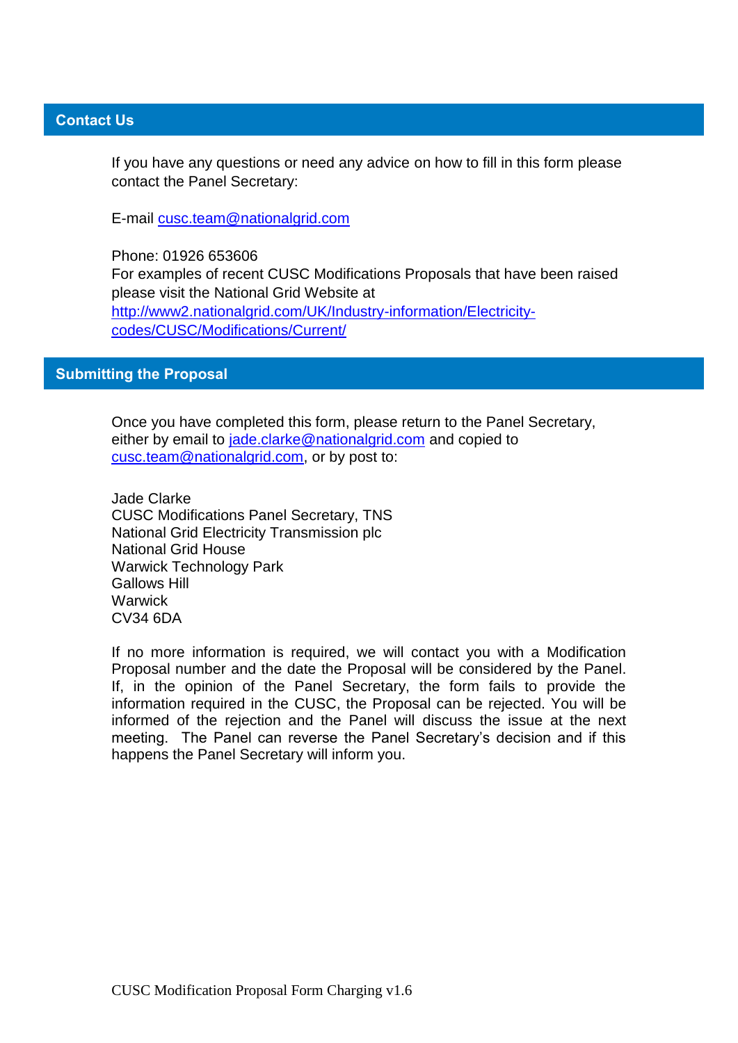## Contact Us

If you have any questions or need any advice on how to fill in this form please contact the Panel Secretary:

E-mail cusc.team@nationalgrid.com

Phone: 01926 653606
For examples of recent CUSC Modifications Proposals that have been raised please visit the National Grid Website at http://www2.nationalgrid.com/UK/Industry-information/Electricity-codes/CUSC/Modifications/Current/

## Submitting the Proposal

Once you have completed this form, please return to the Panel Secretary, either by email to jade.clarke@nationalgrid.com and copied to cusc.team@nationalgrid.com, or by post to:

Jade Clarke
CUSC Modifications Panel Secretary, TNS
National Grid Electricity Transmission plc
National Grid House
Warwick Technology Park
Gallows Hill
Warwick
CV34 6DA

If no more information is required, we will contact you with a Modification Proposal number and the date the Proposal will be considered by the Panel. If, in the opinion of the Panel Secretary, the form fails to provide the information required in the CUSC, the Proposal can be rejected. You will be informed of the rejection and the Panel will discuss the issue at the next meeting. The Panel can reverse the Panel Secretary's decision and if this happens the Panel Secretary will inform you.